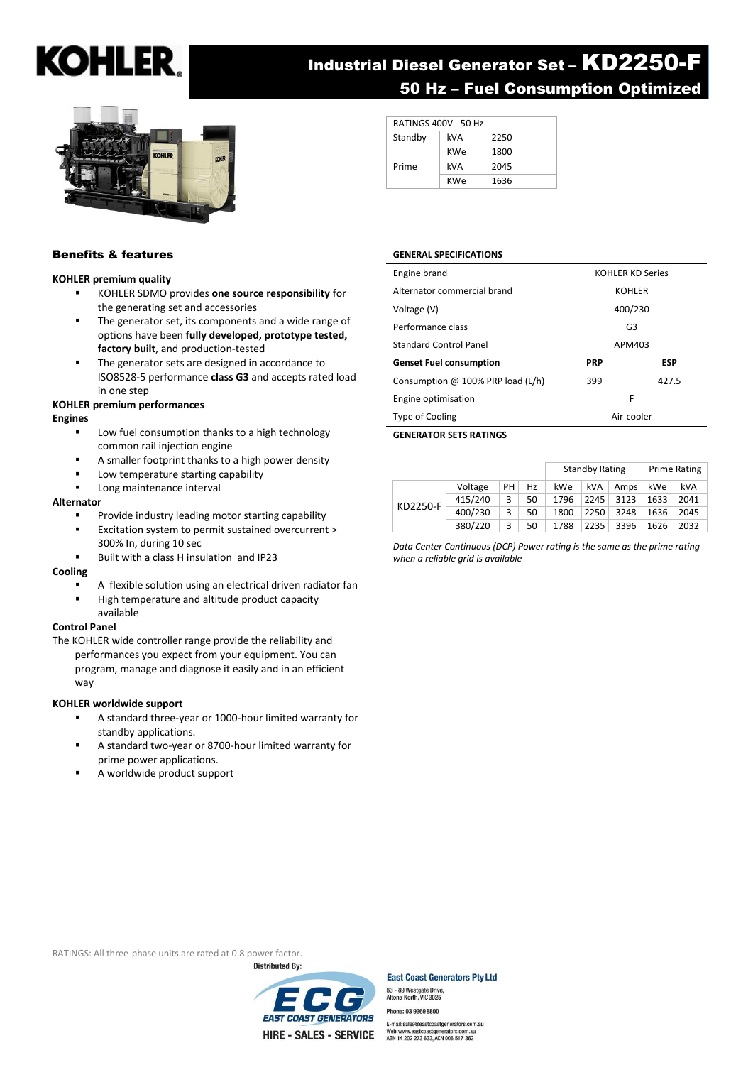# KOHLER

## Industrial Diesel Generator Set – KD2250-F

## 50 Hz – Fuel Consumption Optimized

| RATINGS 400V - 50 Hz | | |
|---|---|---|
| Standby | kVA | 2250 |
| | KWe | 1800 |
| Prime | kVA | 2045 |
| | KWe | 1636 |

### Benefits & features

**KOHLER premium quality**

- KOHLER SDMO provides **one source responsibility** for the generating set and accessories
- The generator set, its components and a wide range of options have been **fully developed, prototype tested, factory built**, and production-tested
- The generator sets are designed in accordance to ISO8528-5 performance **class G3** and accepts rated load in one step

**KOHLER premium performances**

**Engines**

- Low fuel consumption thanks to a high technology common rail injection engine
- A smaller footprint thanks to a high power density
- Low temperature starting capability
- Long maintenance interval

**Alternator**

- Provide industry leading motor starting capability
- Excitation system to permit sustained overcurrent > 300% In, during 10 sec
- Built with a class H insulation and IP23

**Cooling**

- A flexible solution using an electrical driven radiator fan
- High temperature and altitude product capacity available

**Control Panel**

The KOHLER wide controller range provide the reliability and performances you expect from your equipment. You can program, manage and diagnose it easily and in an efficient way

**KOHLER worldwide support**

- A standard three-year or 1000-hour limited warranty for standby applications.
- A standard two-year or 8700-hour limited warranty for prime power applications.
- A worldwide product support

| GENERAL SPECIFICATIONS | | |
|---|---|---|
| Engine brand | KOHLER KD Series | |
| Alternator commercial brand | KOHLER | |
| Voltage (V) | 400/230 | |
| Performance class | G3 | |
| Standard Control Panel | APM403 | |
| **Genset Fuel consumption** | **PRP** | **ESP** |
| Consumption @ 100% PRP load (L/h) | 399 | 427.5 |
| Engine optimisation | F | |
| Type of Cooling | Air-cooler | |

**GENERATOR SETS RATINGS**

| | | | | Standby Rating | | | Prime Rating | |
|---|---|---|---|---|---|---|---|---|
| | Voltage | PH | Hz | kWe | kVA | Amps | kWe | kVA |
| KD2250-F | 415/240 | 3 | 50 | 1796 | 2245 | 3123 | 1633 | 2041 |
| | 400/230 | 3 | 50 | 1800 | 2250 | 3248 | 1636 | 2045 |
| | 380/220 | 3 | 50 | 1788 | 2235 | 3396 | 1626 | 2032 |

*Data Center Continuous (DCP) Power rating is the same as the prime rating when a reliable grid is available*

RATINGS: All three-phase units are rated at 0.8 power factor.

Distributed By:

ECG EAST COAST GENERATORS

HIRE - SALES - SERVICE

**East Coast Generators Pty Ltd**

83 - 89 Westgate Drive,
Altona North, VIC 3025

Phone: 03 9369 8800

E-mail: sales@eastcoastgenerators.com.au
Web: www.eastcoastgenerators.com.au
ABN 14 202 273 633, ACN 006 517 362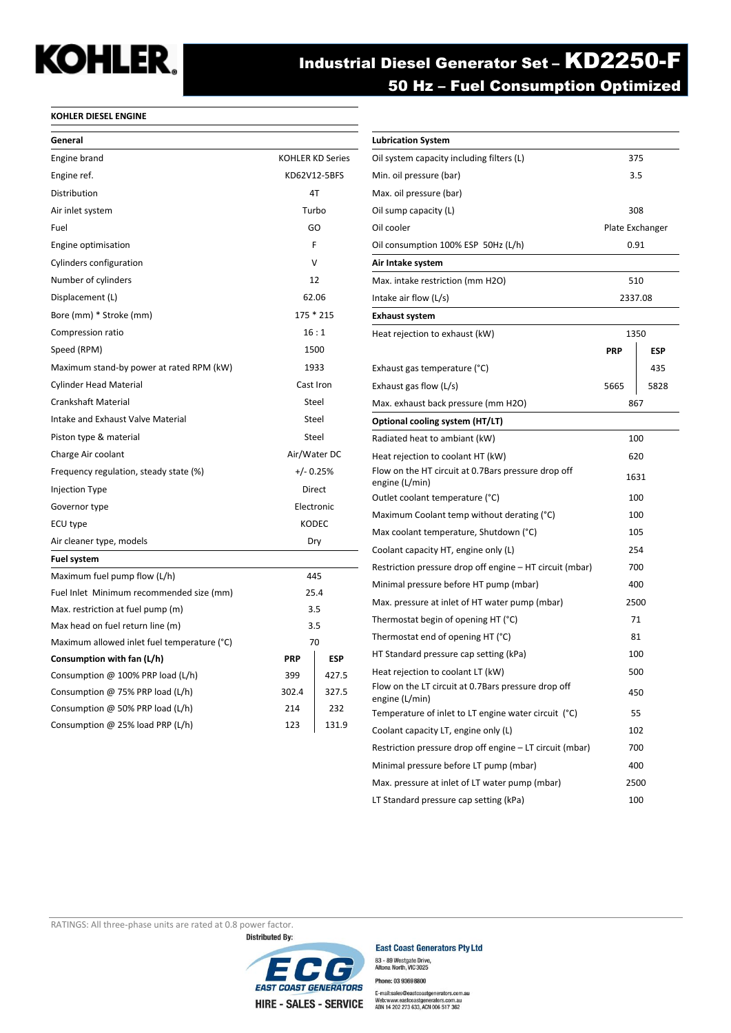# Industrial Diesel Generator Set – KD2250-F

## 50 Hz – Fuel Consumption Optimized

### KOHLER DIESEL ENGINE

| General | | |
|---|---|---|
| Engine brand | KOHLER KD Series | |
| Engine ref. | KD62V12-5BFS | |
| Distribution | 4T | |
| Air inlet system | Turbo | |
| Fuel | GO | |
| Engine optimisation | F | |
| Cylinders configuration | V | |
| Number of cylinders | 12 | |
| Displacement (L) | 62.06 | |
| Bore (mm) * Stroke (mm) | 175 * 215 | |
| Compression ratio | 16 : 1 | |
| Speed (RPM) | 1500 | |
| Maximum stand-by power at rated RPM (kW) | 1933 | |
| Cylinder Head Material | Cast Iron | |
| Crankshaft Material | Steel | |
| Intake and Exhaust Valve Material | Steel | |
| Piston type & material | Steel | |
| Charge Air coolant | Air/Water DC | |
| Frequency regulation, steady state (%) | +/- 0.25% | |
| Injection Type | Direct | |
| Governor type | Electronic | |
| ECU type | KODEC | |
| Air cleaner type, models | Dry | |
| **Fuel system** | | |
| Maximum fuel pump flow (L/h) | 445 | |
| Fuel Inlet Minimum recommended size (mm) | 25.4 | |
| Max. restriction at fuel pump (m) | 3.5 | |
| Max head on fuel return line (m) | 3.5 | |
| Maximum allowed inlet fuel temperature (°C) | 70 | |
| **Consumption with fan (L/h)** | **PRP** | **ESP** |
| Consumption @ 100% PRP load (L/h) | 399 | 427.5 |
| Consumption @ 75% PRP load (L/h) | 302.4 | 327.5 |
| Consumption @ 50% PRP load (L/h) | 214 | 232 |
| Consumption @ 25% load PRP (L/h) | 123 | 131.9 |

| Lubrication System | | |
|---|---|---|
| Oil system capacity including filters (L) | 375 | |
| Min. oil pressure (bar) | 3.5 | |
| Max. oil pressure (bar) | | |
| Oil sump capacity (L) | 308 | |
| Oil cooler | Plate Exchanger | |
| Oil consumption 100% ESP 50Hz (L/h) | 0.91 | |
| **Air Intake system** | | |
| Max. intake restriction (mm H2O) | 510 | |
| Intake air flow (L/s) | 2337.08 | |
| **Exhaust system** | | |
| Heat rejection to exhaust (kW) | 1350 | |
| | **PRP** | **ESP** |
| Exhaust gas temperature (°C) | | 435 |
| Exhaust gas flow (L/s) | 5665 | 5828 |
| Max. exhaust back pressure (mm H2O) | 867 | |
| **Optional cooling system (HT/LT)** | | |
| Radiated heat to ambiant (kW) | 100 | |
| Heat rejection to coolant HT (kW) | 620 | |
| Flow on the HT circuit at 0.7Bars pressure drop off engine (L/min) | 1631 | |
| Outlet coolant temperature (°C) | 100 | |
| Maximum Coolant temp without derating (°C) | 100 | |
| Max coolant temperature, Shutdown (°C) | 105 | |
| Coolant capacity HT, engine only (L) | 254 | |
| Restriction pressure drop off engine – HT circuit (mbar) | 700 | |
| Minimal pressure before HT pump (mbar) | 400 | |
| Max. pressure at inlet of HT water pump (mbar) | 2500 | |
| Thermostat begin of opening HT (°C) | 71 | |
| Thermostat end of opening HT (°C) | 81 | |
| HT Standard pressure cap setting (kPa) | 100 | |
| Heat rejection to coolant LT (kW) | 500 | |
| Flow on the LT circuit at 0.7Bars pressure drop off engine (L/min) | 450 | |
| Temperature of inlet to LT engine water circuit (°C) | 55 | |
| Coolant capacity LT, engine only (L) | 102 | |
| Restriction pressure drop off engine – LT circuit (mbar) | 700 | |
| Minimal pressure before LT pump (mbar) | 400 | |
| Max. pressure at inlet of LT water pump (mbar) | 2500 | |
| LT Standard pressure cap setting (kPa) | 100 | |

RATINGS: All three-phase units are rated at 0.8 power factor.

Distributed By:

ECG EAST COAST GENERATORS
HIRE - SALES - SERVICE

**East Coast Generators Pty Ltd**
83 - 89 Westgate Drive,
Altona North, VIC 3025
Phone: 03 9369 8800
E-mail: sales@eastcoastgenerators.com.au
Web: www.eastcoastgenerators.com.au
ABN 14 202 273 633, ACN 006 517 362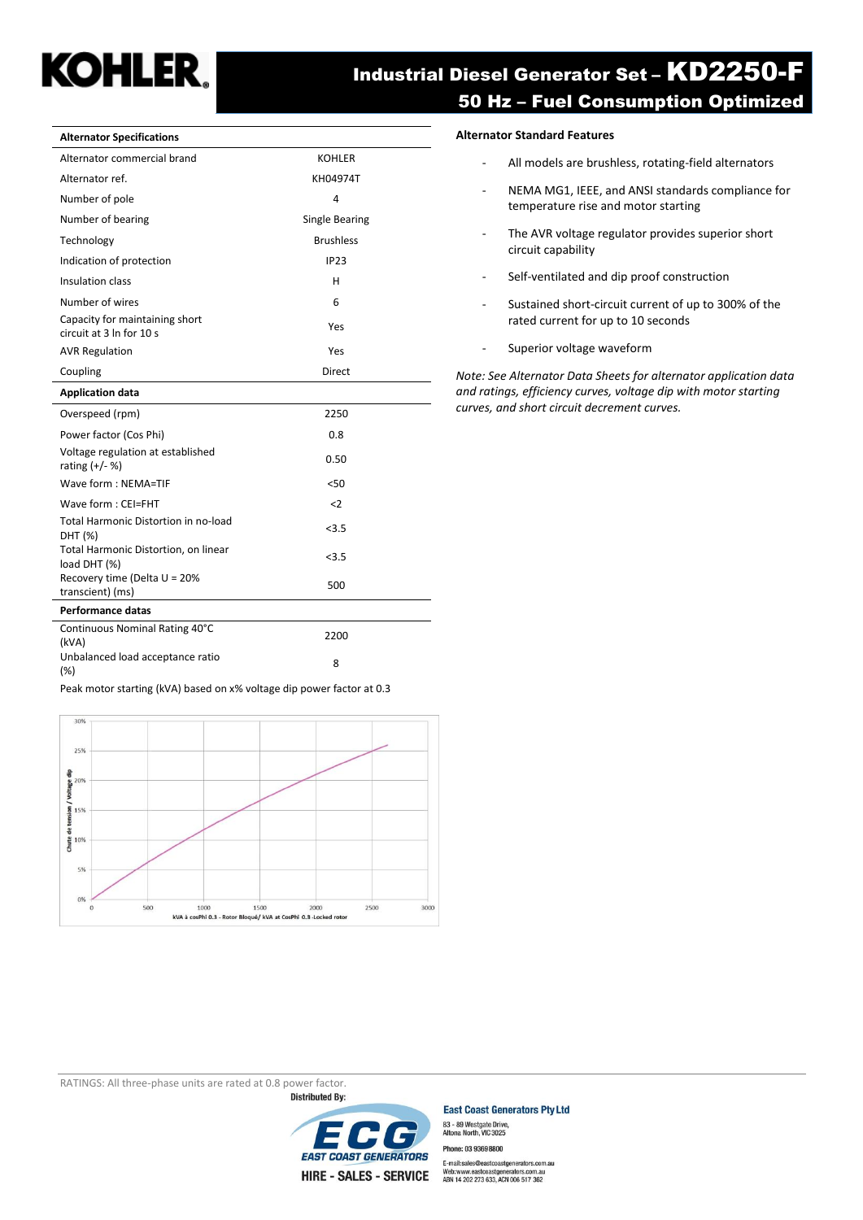# Industrial Diesel Generator Set – KD2250-F

## 50 Hz – Fuel Consumption Optimized

| Alternator Specifications | |
|---|---|
| Alternator commercial brand | KOHLER |
| Alternator ref. | KH04974T |
| Number of pole | 4 |
| Number of bearing | Single Bearing |
| Technology | Brushless |
| Indication of protection | IP23 |
| Insulation class | H |
| Number of wires | 6 |
| Capacity for maintaining short circuit at 3 In for 10 s | Yes |
| AVR Regulation | Yes |
| Coupling | Direct |
| **Application data** | |
| Overspeed (rpm) | 2250 |
| Power factor (Cos Phi) | 0.8 |
| Voltage regulation at established rating (+/- %) | 0.50 |
| Wave form : NEMA=TIF | <50 |
| Wave form : CEI=FHT | <2 |
| Total Harmonic Distortion in no-load DHT (%) | <3.5 |
| Total Harmonic Distortion, on linear load DHT (%) | <3.5 |
| Recovery time (Delta U = 20% transcient) (ms) | 500 |
| **Performance datas** | |
| Continuous Nominal Rating 40°C (kVA) | 2200 |
| Unbalanced load acceptance ratio (%) | 8 |

Peak motor starting (kVA) based on x% voltage dip power factor at 0.3

### Alternator Standard Features

- All models are brushless, rotating-field alternators
- NEMA MG1, IEEE, and ANSI standards compliance for temperature rise and motor starting
- The AVR voltage regulator provides superior short circuit capability
- Self-ventilated and dip proof construction
- Sustained short-circuit current of up to 300% of the rated current for up to 10 seconds
- Superior voltage waveform

*Note: See Alternator Data Sheets for alternator application data and ratings, efficiency curves, voltage dip with motor starting curves, and short circuit decrement curves.*

RATINGS: All three-phase units are rated at 0.8 power factor.

Distributed By:

East Coast Generators Pty Ltd
83 - 89 Westgate Drive, Altona North, VIC 3025
Phone: 03 9369 8800
E-mail: sales@eastcoastgenerators.com.au
Web: www.eastcoastgenerators.com.au
ABN 14 202 273 633, ACN 006 517 362

HIRE - SALES - SERVICE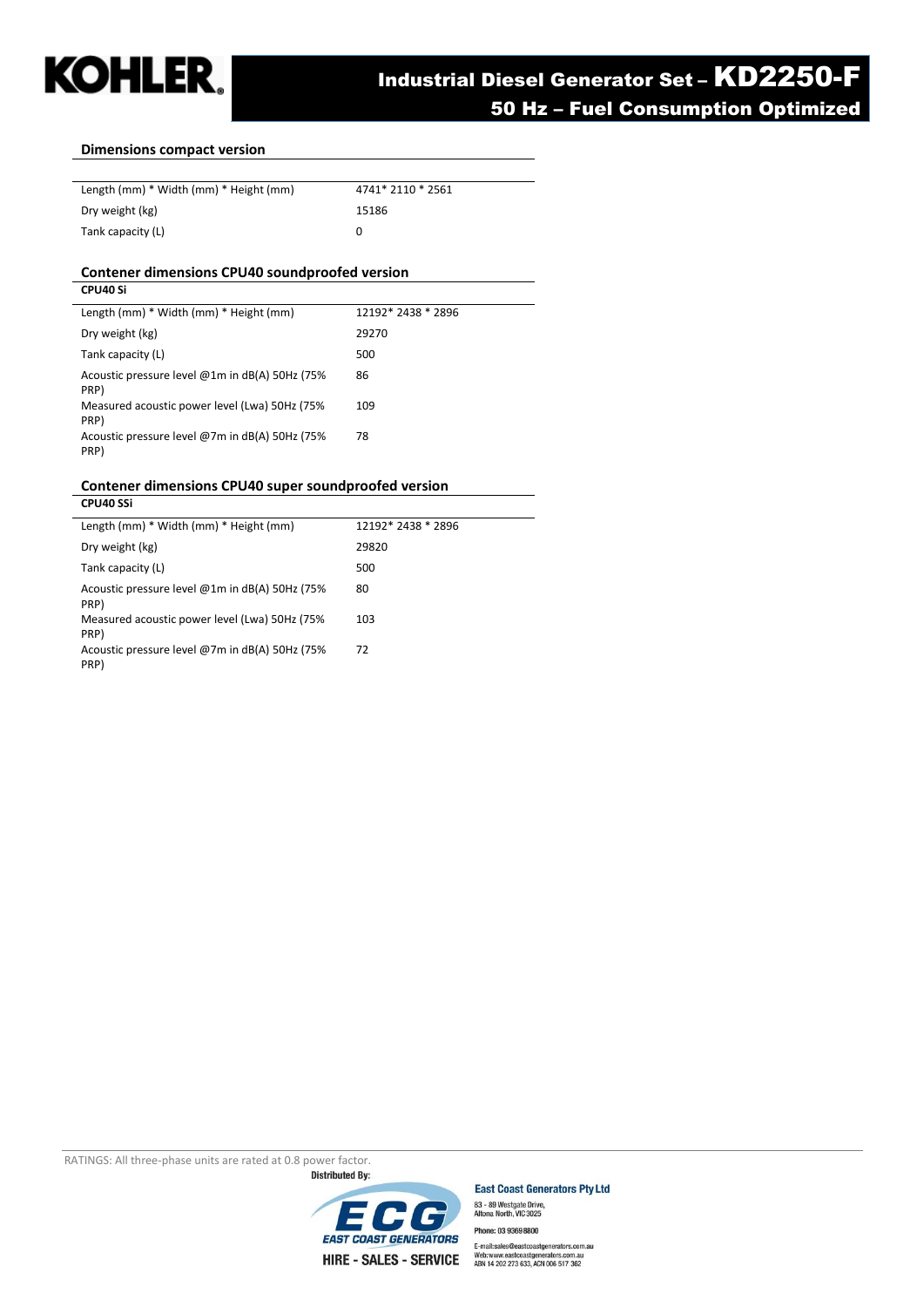## Dimensions compact version

| | |
|---|---|
| Length (mm) * Width (mm) * Height (mm) | 4741* 2110 * 2561 |
| Dry weight (kg) | 15186 |
| Tank capacity (L) | 0 |

## Contener dimensions CPU40 soundproofed version

**CPU40 Si**

| | |
|---|---|
| Length (mm) * Width (mm) * Height (mm) | 12192* 2438 * 2896 |
| Dry weight (kg) | 29270 |
| Tank capacity (L) | 500 |
| Acoustic pressure level @1m in dB(A) 50Hz (75% PRP) | 86 |
| Measured acoustic power level (Lwa) 50Hz (75% PRP) | 109 |
| Acoustic pressure level @7m in dB(A) 50Hz (75% PRP) | 78 |

## Contener dimensions CPU40 super soundproofed version

**CPU40 SSi**

| | |
|---|---|
| Length (mm) * Width (mm) * Height (mm) | 12192* 2438 * 2896 |
| Dry weight (kg) | 29820 |
| Tank capacity (L) | 500 |
| Acoustic pressure level @1m in dB(A) 50Hz (75% PRP) | 80 |
| Measured acoustic power level (Lwa) 50Hz (75% PRP) | 103 |
| Acoustic pressure level @7m in dB(A) 50Hz (75% PRP) | 72 |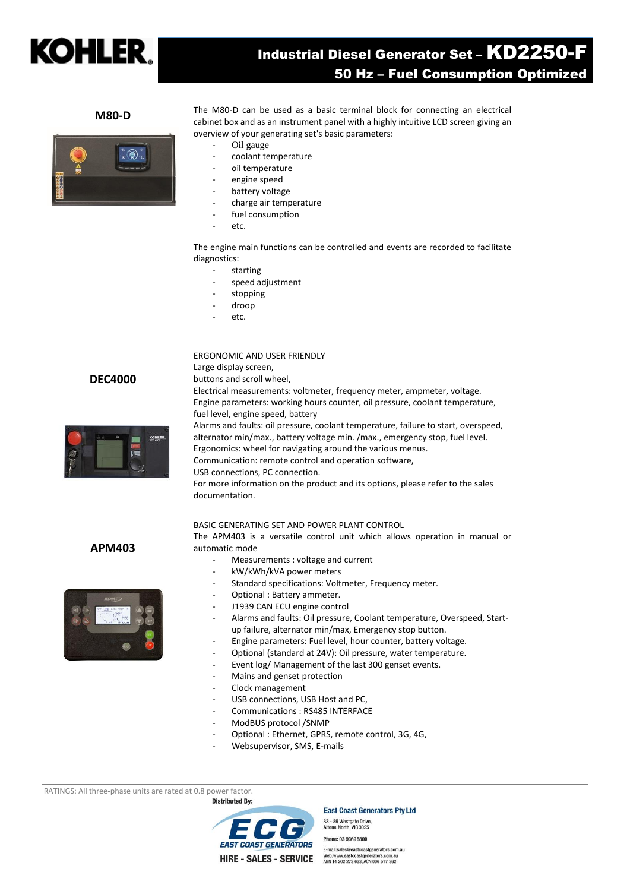## M80-D

The M80-D can be used as a basic terminal block for connecting an electrical cabinet box and as an instrument panel with a highly intuitive LCD screen giving an overview of your generating set's basic parameters:

- Oil gauge
- coolant temperature
- oil temperature
- engine speed
- battery voltage
- charge air temperature
- fuel consumption
- etc.

The engine main functions can be controlled and events are recorded to facilitate diagnostics:

- starting
- speed adjustment
- stopping
- droop
- etc.

## DEC4000

ERGONOMIC AND USER FRIENDLY
Large display screen,
buttons and scroll wheel,
Electrical measurements: voltmeter, frequency meter, ampmeter, voltage.
Engine parameters: working hours counter, oil pressure, coolant temperature, fuel level, engine speed, battery
Alarms and faults: oil pressure, coolant temperature, failure to start, overspeed, alternator min/max., battery voltage min. /max., emergency stop, fuel level.
Ergonomics: wheel for navigating around the various menus.
Communication: remote control and operation software,
USB connections, PC connection.
For more information on the product and its options, please refer to the sales documentation.

## APM403

BASIC GENERATING SET AND POWER PLANT CONTROL
The APM403 is a versatile control unit which allows operation in manual or automatic mode

- Measurements : voltage and current
- kW/kWh/kVA power meters
- Standard specifications: Voltmeter, Frequency meter.
- Optional : Battery ammeter.
- J1939 CAN ECU engine control
- Alarms and faults: Oil pressure, Coolant temperature, Overspeed, Start-up failure, alternator min/max, Emergency stop button.
- Engine parameters: Fuel level, hour counter, battery voltage.
- Optional (standard at 24V): Oil pressure, water temperature.
- Event log/ Management of the last 300 genset events.
- Mains and genset protection
- Clock management
- USB connections, USB Host and PC,
- Communications : RS485 INTERFACE
- ModBUS protocol /SNMP
- Optional : Ethernet, GPRS, remote control, 3G, 4G,
- Websupervisor, SMS, E-mails

RATINGS: All three-phase units are rated at 0.8 power factor.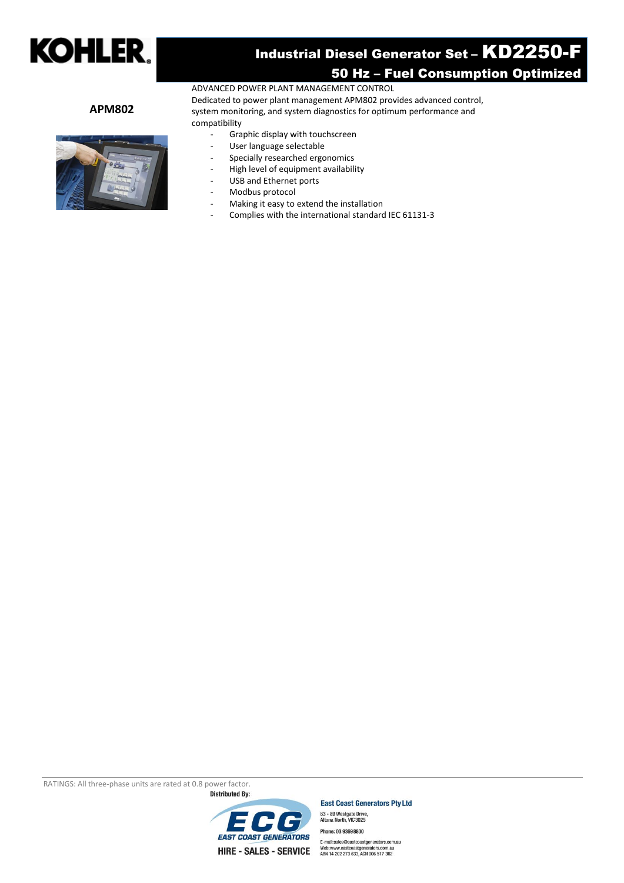**APM802**

ADVANCED POWER PLANT MANAGEMENT CONTROL

Dedicated to power plant management APM802 provides advanced control, system monitoring, and system diagnostics for optimum performance and compatibility

- Graphic display with touchscreen
- User language selectable
- Specially researched ergonomics
- High level of equipment availability
- USB and Ethernet ports
- Modbus protocol
- Making it easy to extend the installation
- Complies with the international standard IEC 61131-3

RATINGS: All three-phase units are rated at 0.8 power factor.

Distributed By:

East Coast Generators Pty Ltd
83 - 89 Westgate Drive,
Altona North, VIC 3025

Phone: 03 9369 8800

E-mail: sales@eastcoastgenerators.com.au
Web: www.eastcoastgenerators.com.au
ABN 14 202 273 633, ACN 006 517 362

HIRE - SALES - SERVICE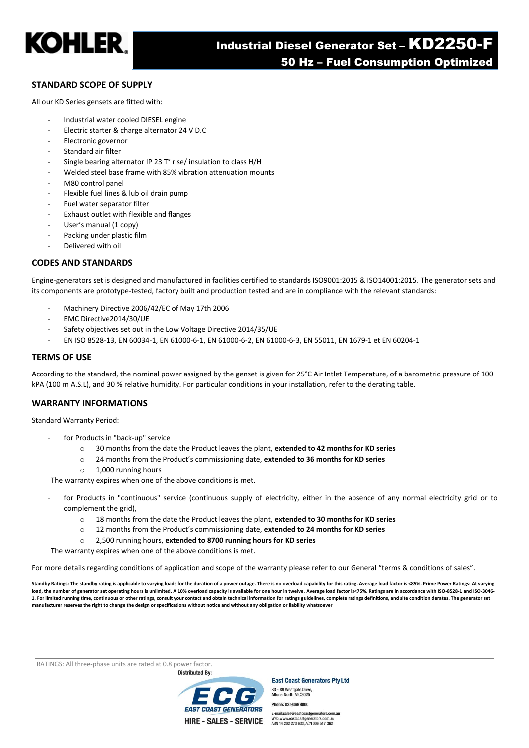## STANDARD SCOPE OF SUPPLY

All our KD Series gensets are fitted with:

- Industrial water cooled DIESEL engine
- Electric starter & charge alternator 24 V D.C
- Electronic governor
- Standard air filter
- Single bearing alternator IP 23 T° rise/ insulation to class H/H
- Welded steel base frame with 85% vibration attenuation mounts
- M80 control panel
- Flexible fuel lines & lub oil drain pump
- Fuel water separator filter
- Exhaust outlet with flexible and flanges
- User's manual (1 copy)
- Packing under plastic film
- Delivered with oil

## CODES AND STANDARDS

Engine-generators set is designed and manufactured in facilities certified to standards ISO9001:2015 & ISO14001:2015. The generator sets and its components are prototype-tested, factory built and production tested and are in compliance with the relevant standards:

- Machinery Directive 2006/42/EC of May 17th 2006
- EMC Directive2014/30/UE
- Safety objectives set out in the Low Voltage Directive 2014/35/UE
- EN ISO 8528-13, EN 60034-1, EN 61000-6-1, EN 61000-6-2, EN 61000-6-3, EN 55011, EN 1679-1 et EN 60204-1

## TERMS OF USE

According to the standard, the nominal power assigned by the genset is given for 25°C Air Intlet Temperature, of a barometric pressure of 100 kPA (100 m A.S.L), and 30 % relative humidity. For particular conditions in your installation, refer to the derating table.

## WARRANTY INFORMATIONS

Standard Warranty Period:

- for Products in "back-up" service
  - 30 months from the date the Product leaves the plant, **extended to 42 months for KD series**
  - 24 months from the Product's commissioning date, **extended to 36 months for KD series**
  - 1,000 running hours

The warranty expires when one of the above conditions is met.

- for Products in "continuous" service (continuous supply of electricity, either in the absence of any normal electricity grid or to complement the grid),
  - 18 months from the date the Product leaves the plant, **extended to 30 months for KD series**
  - 12 months from the Product's commissioning date, **extended to 24 months for KD series**
  - 2,500 running hours, **extended to 8700 running hours for KD series**

The warranty expires when one of the above conditions is met.

For more details regarding conditions of application and scope of the warranty please refer to our General "terms & conditions of sales".

**Standby Ratings: The standby rating is applicable to varying loads for the duration of a power outage. There is no overload capability for this rating. Average load factor is <85%. Prime Power Ratings: At varying load, the number of generator set operating hours is unlimited. A 10% overload capacity is available for one hour in twelve. Average load factor is<75%. Ratings are in accordance with ISO-8528-1 and ISO-3046-1. For limited running time, continuous or other ratings, consult your contact and obtain technical information for ratings guidelines, complete ratings definitions, and site condition derates. The generator set manufacturer reserves the right to change the design or specifications without notice and without any obligation or liability whatsoever**

RATINGS: All three-phase units are rated at 0.8 power factor.

Distributed By:

ECG EAST COAST GENERATORS
HIRE - SALES - SERVICE

**East Coast Generators Pty Ltd**
83 - 89 Westgate Drive,
Altona North, VIC 3025
Phone: 03 9369 8800
E-mail:sales@eastcoastgenerators.com.au
Web:www.eastcoastgenerators.com.au
ABN 14 202 273 633, ACN 006 517 362